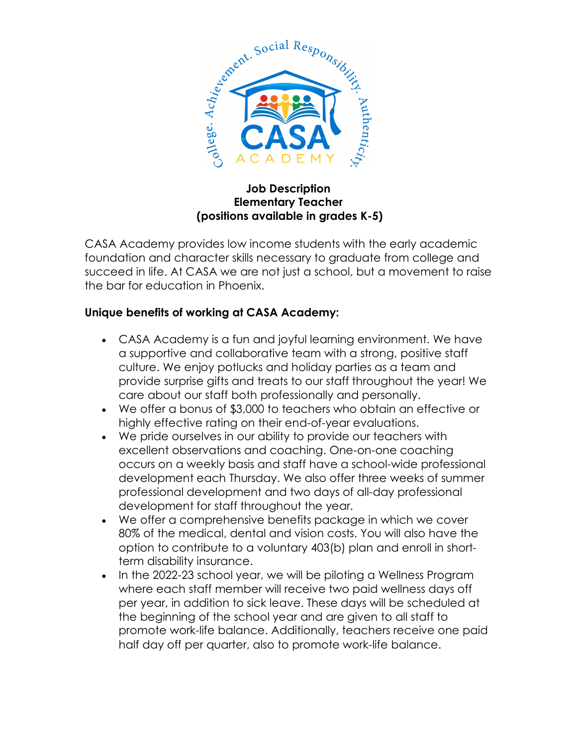**Job Description**
**Elementary Teacher**
**(positions available in grades K-5)**

CASA Academy provides low income students with the early academic foundation and character skills necessary to graduate from college and succeed in life. At CASA we are not just a school, but a movement to raise the bar for education in Phoenix.

**Unique benefits of working at CASA Academy:**

- CASA Academy is a fun and joyful learning environment. We have a supportive and collaborative team with a strong, positive staff culture. We enjoy potlucks and holiday parties as a team and provide surprise gifts and treats to our staff throughout the year! We care about our staff both professionally and personally.
- We offer a bonus of $3,000 to teachers who obtain an effective or highly effective rating on their end-of-year evaluations.
- We pride ourselves in our ability to provide our teachers with excellent observations and coaching. One-on-one coaching occurs on a weekly basis and staff have a school-wide professional development each Thursday. We also offer three weeks of summer professional development and two days of all-day professional development for staff throughout the year.
- We offer a comprehensive benefits package in which we cover 80% of the medical, dental and vision costs. You will also have the option to contribute to a voluntary 403(b) plan and enroll in short-term disability insurance.
- In the 2022-23 school year, we will be piloting a Wellness Program where each staff member will receive two paid wellness days off per year, in addition to sick leave. These days will be scheduled at the beginning of the school year and are given to all staff to promote work-life balance. Additionally, teachers receive one paid half day off per quarter, also to promote work-life balance.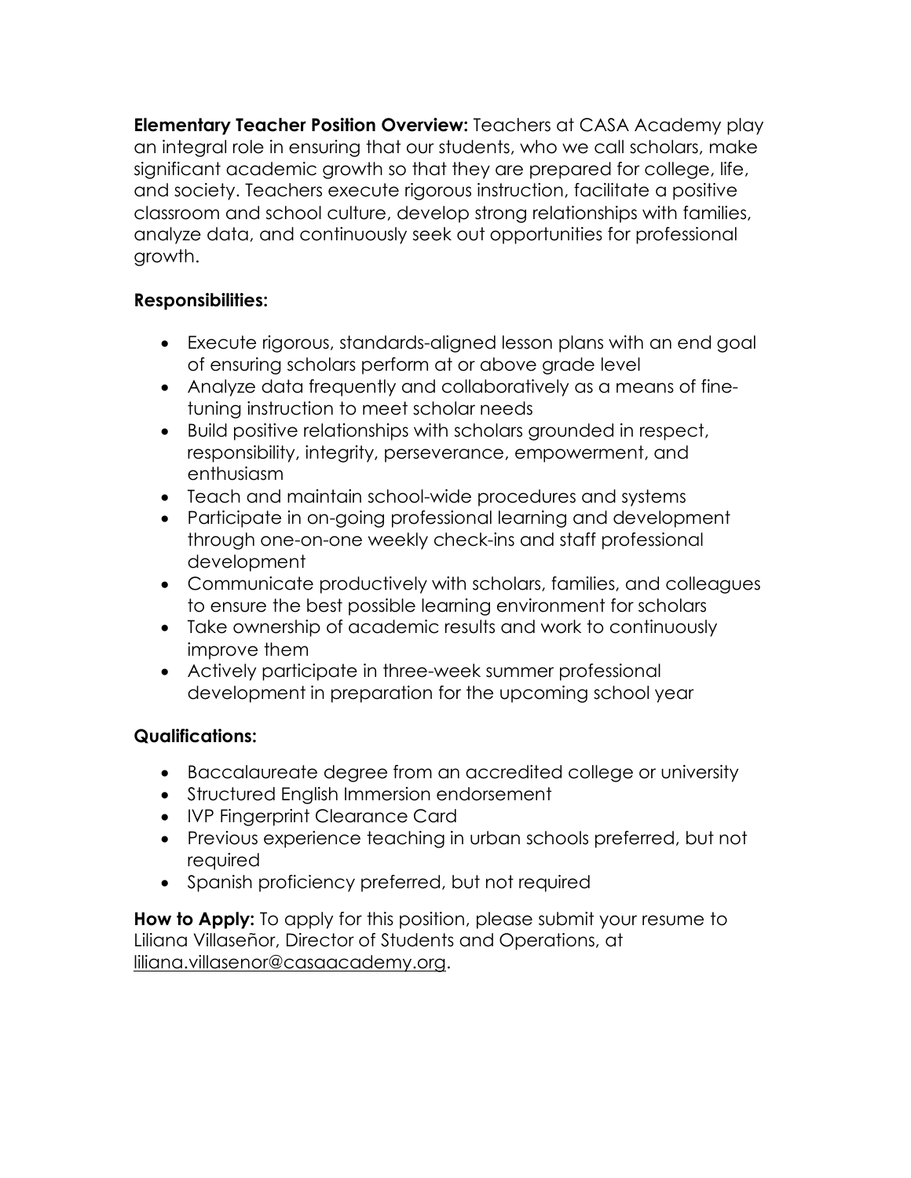**Elementary Teacher Position Overview:** Teachers at CASA Academy play an integral role in ensuring that our students, who we call scholars, make significant academic growth so that they are prepared for college, life, and society. Teachers execute rigorous instruction, facilitate a positive classroom and school culture, develop strong relationships with families, analyze data, and continuously seek out opportunities for professional growth.

**Responsibilities:**

- Execute rigorous, standards-aligned lesson plans with an end goal of ensuring scholars perform at or above grade level
- Analyze data frequently and collaboratively as a means of fine-tuning instruction to meet scholar needs
- Build positive relationships with scholars grounded in respect, responsibility, integrity, perseverance, empowerment, and enthusiasm
- Teach and maintain school-wide procedures and systems
- Participate in on-going professional learning and development through one-on-one weekly check-ins and staff professional development
- Communicate productively with scholars, families, and colleagues to ensure the best possible learning environment for scholars
- Take ownership of academic results and work to continuously improve them
- Actively participate in three-week summer professional development in preparation for the upcoming school year

**Qualifications:**

- Baccalaureate degree from an accredited college or university
- Structured English Immersion endorsement
- IVP Fingerprint Clearance Card
- Previous experience teaching in urban schools preferred, but not required
- Spanish proficiency preferred, but not required

**How to Apply:** To apply for this position, please submit your resume to Liliana Villaseñor, Director of Students and Operations, at liliana.villasenor@casaacademy.org.